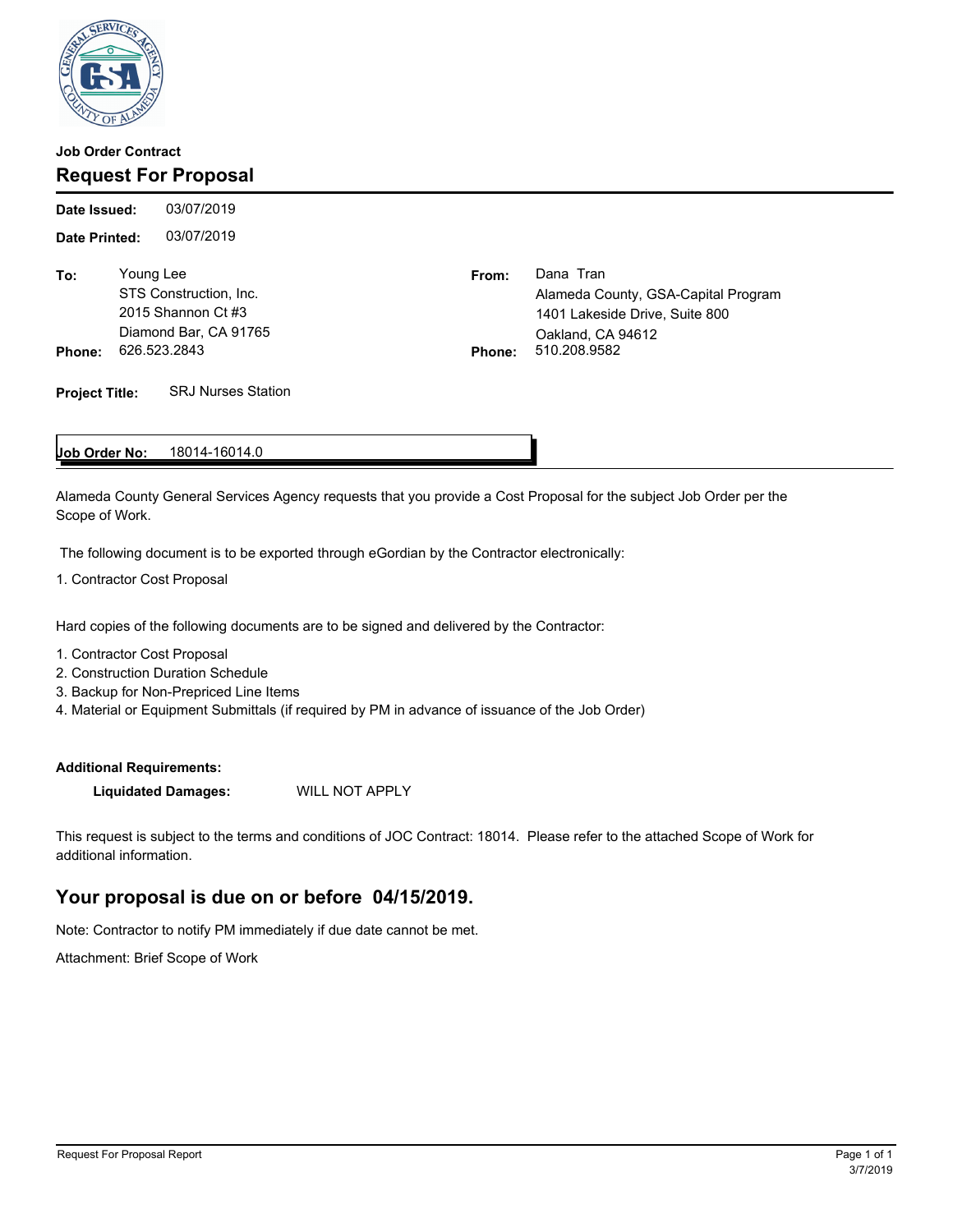**Job Order Contract**

## Request For Proposal

**Date Issued:** 03/07/2019

**Date Printed:** 03/07/2019

**To:** Young Lee
STS Construction, Inc.
2015 Shannon Ct #3
Diamond Bar, CA 91765
**Phone:** 626.523.2843

**From:** Dana Tran
Alameda County, GSA-Capital Program
1401 Lakeside Drive, Suite 800
Oakland, CA 94612
**Phone:** 510.208.9582

**Project Title:** SRJ Nurses Station

**Job Order No:** 18014-16014.0

Alameda County General Services Agency requests that you provide a Cost Proposal for the subject Job Order per the Scope of Work.

The following document is to be exported through eGordian by the Contractor electronically:

1. Contractor Cost Proposal

Hard copies of the following documents are to be signed and delivered by the Contractor:

1. Contractor Cost Proposal
2. Construction Duration Schedule
3. Backup for Non-Prepriced Line Items
4. Material or Equipment Submittals (if required by PM in advance of issuance of the Job Order)

**Additional Requirements:**

**Liquidated Damages:** WILL NOT APPLY

This request is subject to the terms and conditions of JOC Contract: 18014. Please refer to the attached Scope of Work for additional information.

## Your proposal is due on or before 04/15/2019.

Note: Contractor to notify PM immediately if due date cannot be met.

Attachment: Brief Scope of Work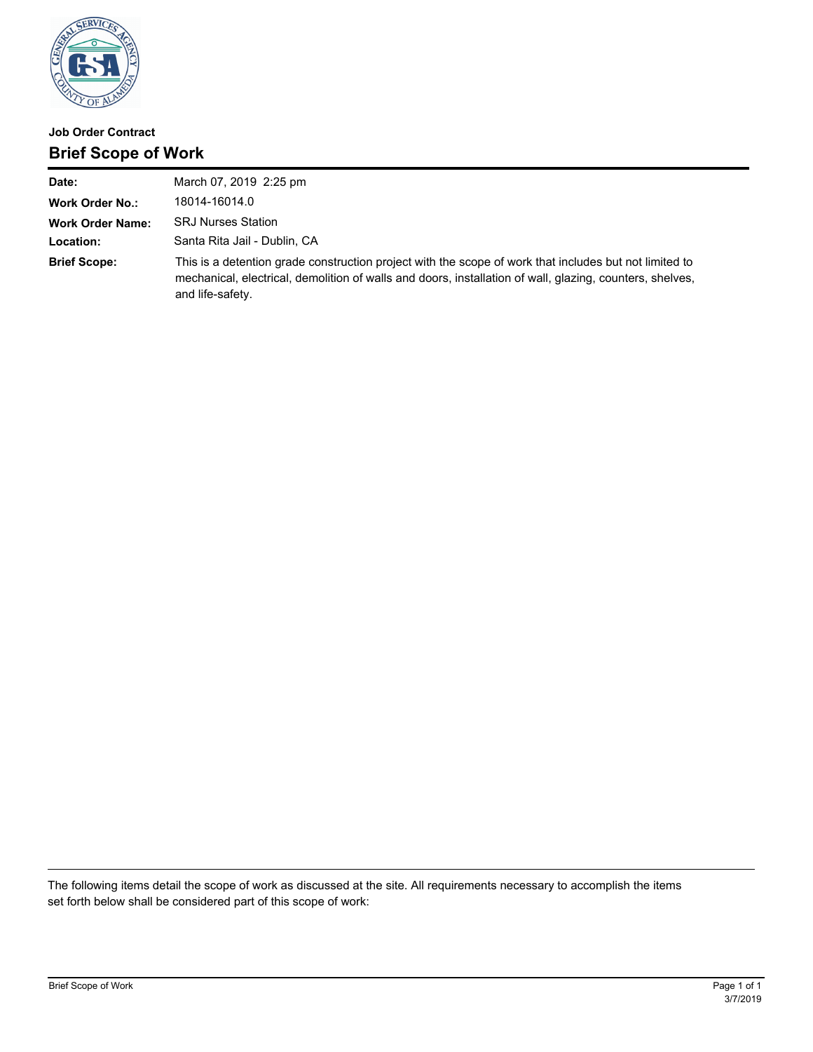**Job Order Contract**

## Brief Scope of Work

| | |
|---|---|
| **Date:** | March 07, 2019 2:25 pm |
| **Work Order No.:** | 18014-16014.0 |
| **Work Order Name:** | SRJ Nurses Station |
| **Location:** | Santa Rita Jail - Dublin, CA |
| **Brief Scope:** | This is a detention grade construction project with the scope of work that includes but not limited to mechanical, electrical, demolition of walls and doors, installation of wall, glazing, counters, shelves, and life-safety. |

The following items detail the scope of work as discussed at the site. All requirements necessary to accomplish the items set forth below shall be considered part of this scope of work: